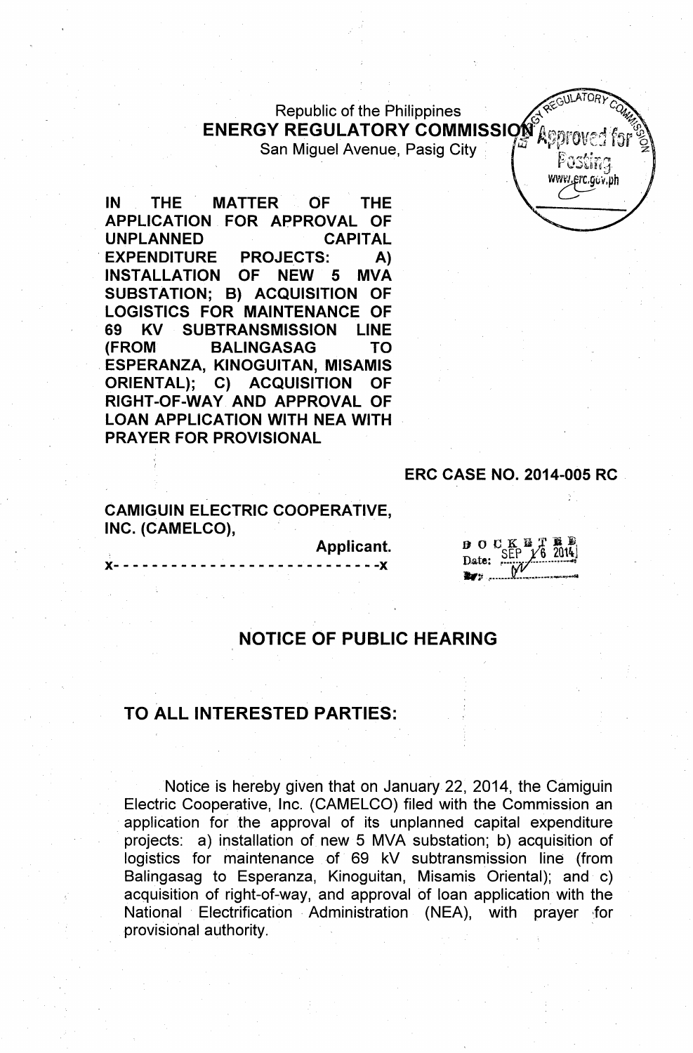Republic of the Philippines
**ENERGY REGULATORY COMMISSION**
San Miguel Avenue, Pasig City

**IN THE MATTER OF THE APPLICATION FOR APPROVAL OF UNPLANNED CAPITAL EXPENDITURE PROJECTS: A) INSTALLATION OF NEW 5 MVA SUBSTATION; B) ACQUISITION OF LOGISTICS FOR MAINTENANCE OF 69 KV SUBTRANSMISSION LINE (FROM BALINGASAG TO ESPERANZA, KINOGUITAN, MISAMIS ORIENTAL); C) ACQUISITION OF RIGHT-OF-WAY AND APPROVAL OF LOAN APPLICATION WITH NEA WITH PRAYER FOR PROVISIONAL**

**ERC CASE NO. 2014-005 RC**

**CAMIGUIN ELECTRIC COOPERATIVE, INC. (CAMELCO),**
**Applicant.**
x- - - - - - - - - - - - - - - - - - - - - - - - - -x

DOCKETED
Date: SEP 16 2014

## NOTICE OF PUBLIC HEARING

## TO ALL INTERESTED PARTIES:

Notice is hereby given that on January 22, 2014, the Camiguin Electric Cooperative, Inc. (CAMELCO) filed with the Commission an application for the approval of its unplanned capital expenditure projects: a) installation of new 5 MVA substation; b) acquisition of logistics for maintenance of 69 kV subtransmission line (from Balingasag to Esperanza, Kinoguitan, Misamis Oriental); and c) acquisition of right-of-way, and approval of loan application with the National Electrification Administration (NEA), with prayer for provisional authority.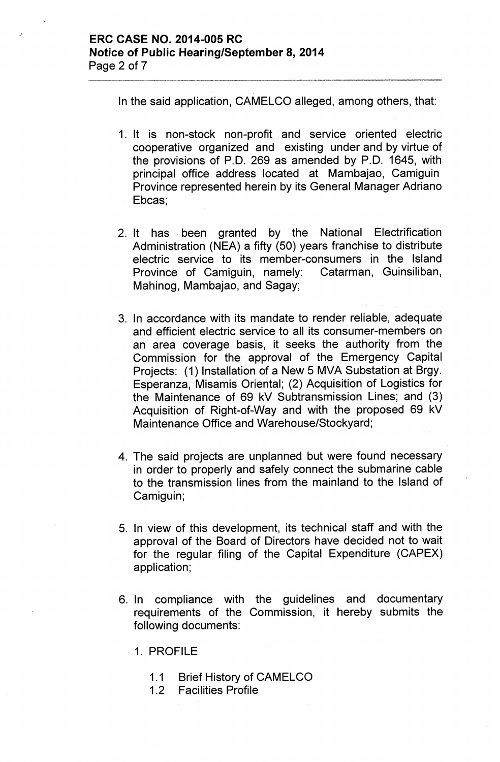In the said application, CAMELCO alleged, among others, that:

1. It is non-stock non-profit and service oriented electric cooperative organized and existing under and by virtue of the provisions of P.D. 269 as amended by P.D. 1645, with principal office address located at Mambajao, Camiguin Province represented herein by its General Manager Adriano Ebcas;

2. It has been granted by the National Electrification Administration (NEA) a fifty (50) years franchise to distribute electric service to its member-consumers in the Island Province of Camiguin, namely: Catarman, Guinsiliban, Mahinog, Mambajao, and Sagay;

3. In accordance with its mandate to render reliable, adequate and efficient electric service to all its consumer-members on an area coverage basis, it seeks the authority from the Commission for the approval of the Emergency Capital Projects: (1) Installation of a New 5 MVA Substation at Brgy. Esperanza, Misamis Oriental; (2) Acquisition of Logistics for the Maintenance of 69 kV Subtransmission Lines; and (3) Acquisition of Right-of-Way and with the proposed 69 kV Maintenance Office and Warehouse/Stockyard;

4. The said projects are unplanned but were found necessary in order to properly and safely connect the submarine cable to the transmission lines from the mainland to the Island of Camiguin;

5. In view of this development, its technical staff and with the approval of the Board of Directors have decided not to wait for the regular filing of the Capital Expenditure (CAPEX) application;

6. In compliance with the guidelines and documentary requirements of the Commission, it hereby submits the following documents:

   1. PROFILE

      1.1 Brief History of CAMELCO
      1.2 Facilities Profile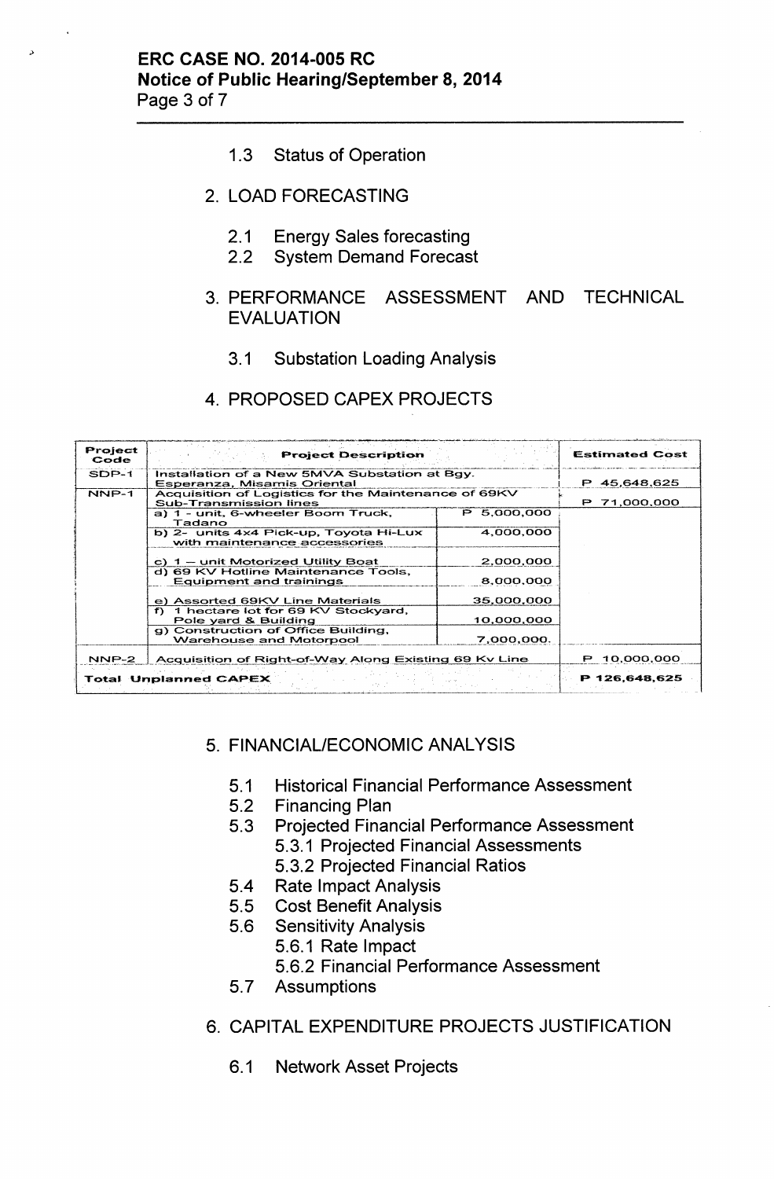1.3 Status of Operation

2. LOAD FORECASTING

   2.1 Energy Sales forecasting
   2.2 System Demand Forecast

3. PERFORMANCE ASSESSMENT AND TECHNICAL EVALUATION

   3.1 Substation Loading Analysis

4. PROPOSED CAPEX PROJECTS

| Project Code | Project Description | | Estimated Cost |
|---|---|---|---|
| SDP-1 | Installation of a New 5MVA Substation at Bgy. Esperanza, Misamis Oriental | | P 45,648,625 |
| NNP-1 | Acquisition of Logistics for the Maintenance of 69KV Sub-Transmission lines | | P 71,000,000 |
| | a) 1 - unit, 6-wheeler Boom Truck, Tadano | P 5,000,000 | |
| | b) 2- units 4x4 Pick-up, Toyota Hi-Lux with maintenance accessories | 4,000,000 | |
| | c) 1 – unit Motorized Utility Boat | 2,000,000 | |
| | d) 69 KV Hotline Maintenance Tools, Equipment and trainings | 8,000,000 | |
| | e) Assorted 69KV Line Materials | 35,000,000 | |
| | f) 1 hectare lot for 69 KV Stockyard, Pole yard & Building | 10,000,000 | |
| | g) Construction of Office Building, Warehouse and Motorpool | 7,000,000. | |
| NNP-2 | Acquisition of Right-of-Way Along Existing 69 Kv Line | | P 10,000,000 |
| Total Unplanned CAPEX | | | P 126,648,625 |

5. FINANCIAL/ECONOMIC ANALYSIS

   5.1 Historical Financial Performance Assessment
   5.2 Financing Plan
   5.3 Projected Financial Performance Assessment
       5.3.1 Projected Financial Assessments
       5.3.2 Projected Financial Ratios
   5.4 Rate Impact Analysis
   5.5 Cost Benefit Analysis
   5.6 Sensitivity Analysis
       5.6.1 Rate Impact
       5.6.2 Financial Performance Assessment
   5.7 Assumptions

6. CAPITAL EXPENDITURE PROJECTS JUSTIFICATION

   6.1 Network Asset Projects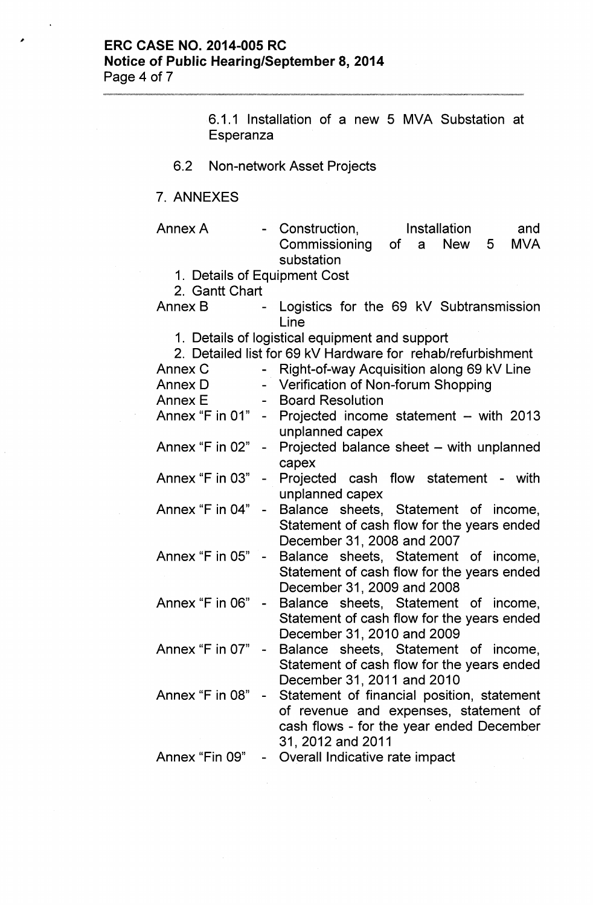6.1.1 Installation of a new 5 MVA Substation at Esperanza

6.2 Non-network Asset Projects

7. ANNEXES

Annex A - Construction, Installation and Commissioning of a New 5 MVA substation

1. Details of Equipment Cost
2. Gantt Chart

Annex B - Logistics for the 69 kV Subtransmission Line

1. Details of logistical equipment and support
2. Detailed list for 69 kV Hardware for rehab/refurbishment

| | | |
|---|---|---|
| Annex C | - | Right-of-way Acquisition along 69 kV Line |
| Annex D | - | Verification of Non-forum Shopping |
| Annex E | - | Board Resolution |
| Annex "F in 01" | - | Projected income statement – with 2013 unplanned capex |
| Annex "F in 02" | - | Projected balance sheet – with unplanned capex |
| Annex "F in 03" | - | Projected cash flow statement - with unplanned capex |
| Annex "F in 04" | - | Balance sheets, Statement of income, Statement of cash flow for the years ended December 31, 2008 and 2007 |
| Annex "F in 05" | - | Balance sheets, Statement of income, Statement of cash flow for the years ended December 31, 2009 and 2008 |
| Annex "F in 06" | - | Balance sheets, Statement of income, Statement of cash flow for the years ended December 31, 2010 and 2009 |
| Annex "F in 07" | - | Balance sheets, Statement of income, Statement of cash flow for the years ended December 31, 2011 and 2010 |
| Annex "F in 08" | - | Statement of financial position, statement of revenue and expenses, statement of cash flows - for the year ended December 31, 2012 and 2011 |
| Annex "Fin 09" | - | Overall Indicative rate impact |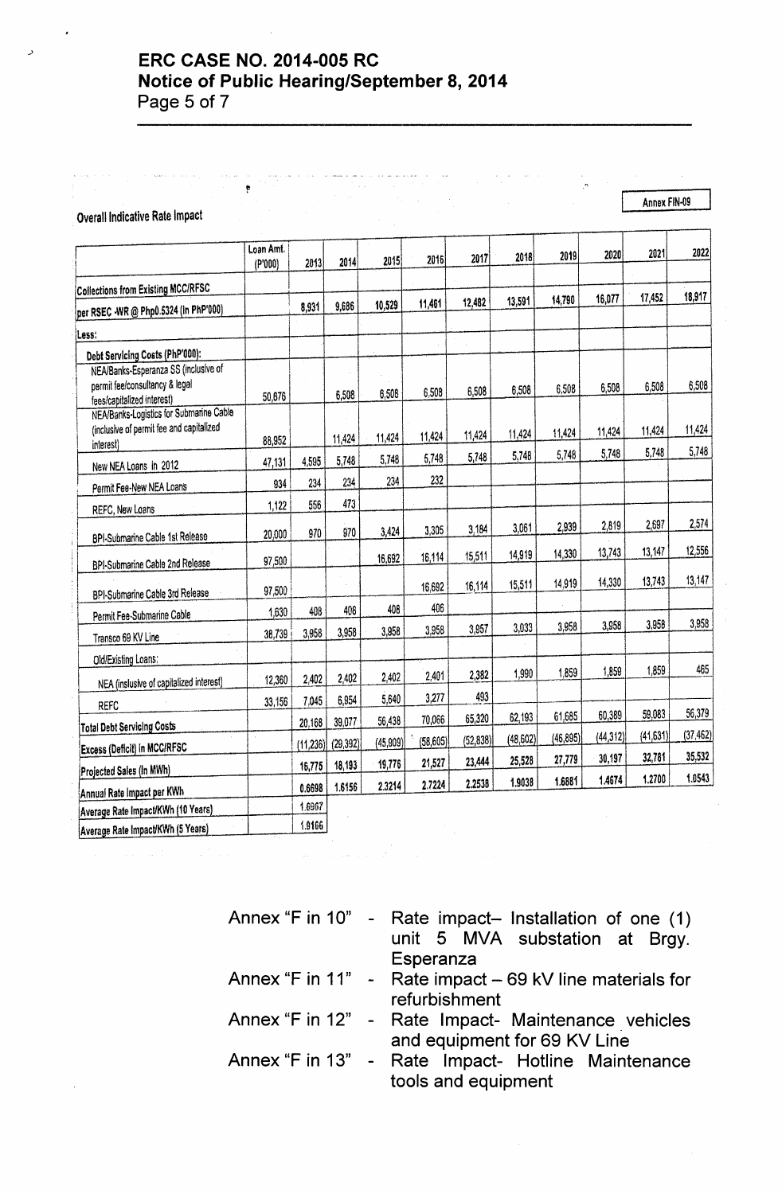Annex FIN-09

Overall Indicative Rate Impact

| | Loan Amt. (P'000) | 2013 | 2014 | 2015 | 2016 | 2017 | 2018 | 2019 | 2020 | 2021 | 2022 |
|---|---|---|---|---|---|---|---|---|---|---|---|
| Collections from Existing MCC/RFSC | | | | | | | | | | | |
| per RSEC -WR @ Php0.5324 (In PhP'000) | | 8,931 | 9,686 | 10,529 | 11,461 | 12,482 | 13,591 | 14,790 | 16,077 | 17,452 | 18,917 |
| Less: | | | | | | | | | | | |
| Debt Servicing Costs (PhP'000): | | | | | | | | | | | |
| NEA/Banks-Esperanza SS (inclusive of permit fee/consultancy & legal fees/capitalized interest) | 50,676 | | 6,508 | 6,508 | 6,508 | 6,508 | 6,508 | 6,508 | 6,508 | 6,508 | 6,508 |
| NEA/Banks-Logistics for Submarine Cable (inclusive of permit fee and capitalized interest) | 88,952 | | 11,424 | 11,424 | 11,424 | 11,424 | 11,424 | 11,424 | 11,424 | 11,424 | 11,424 |
| New NEA Loans in 2012 | 47,131 | 4,595 | 5,748 | 5,748 | 5,748 | 5,748 | 5,748 | 5,748 | 5,748 | 5,748 | 5,748 |
| Permit Fee-New NEA Loans | 934 | 234 | 234 | 234 | 232 | | | | | | |
| REFC, New Loans | 1,122 | 556 | 473 | | | | | | | | |
| BPI-Submarine Cable 1st Release | 20,000 | 970 | 970 | 3,424 | 3,305 | 3,184 | 3,061 | 2,939 | 2,819 | 2,697 | 2,574 |
| BPI-Submarine Cable 2nd Release | 97,500 | | | 16,692 | 16,114 | 15,511 | 14,919 | 14,330 | 13,743 | 13,147 | 12,556 |
| BPI-Submarine Cable 3rd Release | 97,500 | | | | 16,692 | 16,114 | 15,511 | 14,919 | 14,330 | 13,743 | 13,147 |
| Permit Fee-Submarine Cable | 1,630 | 408 | 408 | 408 | 406 | | | | | | |
| Transco 69 KV Line | 38,739 | 3,958 | 3,958 | 3,958 | 3,958 | 3,957 | 3,033 | 3,958 | 3,958 | 3,958 | 3,958 |
| Old/Existing Loans: | | | | | | | | | | | |
| NEA (inclusive of capitalized interest) | 12,360 | 2,402 | 2,402 | 2,402 | 2,401 | 2,382 | 1,990 | 1,859 | 1,859 | 1,859 | 465 |
| REFC | 33,156 | 7,045 | 6,954 | 5,640 | 3,277 | 493 | | | | | |
| Total Debt Servicing Costs | | 20,168 | 39,077 | 56,438 | 70,066 | 65,320 | 62,193 | 61,685 | 60,389 | 59,083 | 56,379 |
| Excess (Deficit) in MCC/RFSC | | (11,236) | (29,392) | (45,909) | (58,605) | (52,838) | (48,602) | (46,895) | (44,312) | (41,631) | (37,462) |
| Projected Sales (In MWh) | | 16,775 | 18,193 | 19,776 | 21,527 | 23,444 | 25,528 | 27,779 | 30,197 | 32,781 | 35,532 |
| Annual Rate Impact per KWh | | 0.6698 | 1.6156 | 2.3214 | 2.7224 | 2.2538 | 1.9038 | 1.6881 | 1.4674 | 1.2700 | 1.0543 |
| Average Rate Impact/KWh (10 Years) | | 1.6967 | | | | | | | | | |
| Average Rate Impact/KWh (5 Years) | | 1.9166 | | | | | | | | | |

Annex "F in 10" - Rate impact– Installation of one (1) unit 5 MVA substation at Brgy. Esperanza

Annex "F in 11" - Rate impact – 69 kV line materials for refurbishment

Annex "F in 12" - Rate Impact- Maintenance vehicles and equipment for 69 KV Line

Annex "F in 13" - Rate Impact- Hotline Maintenance tools and equipment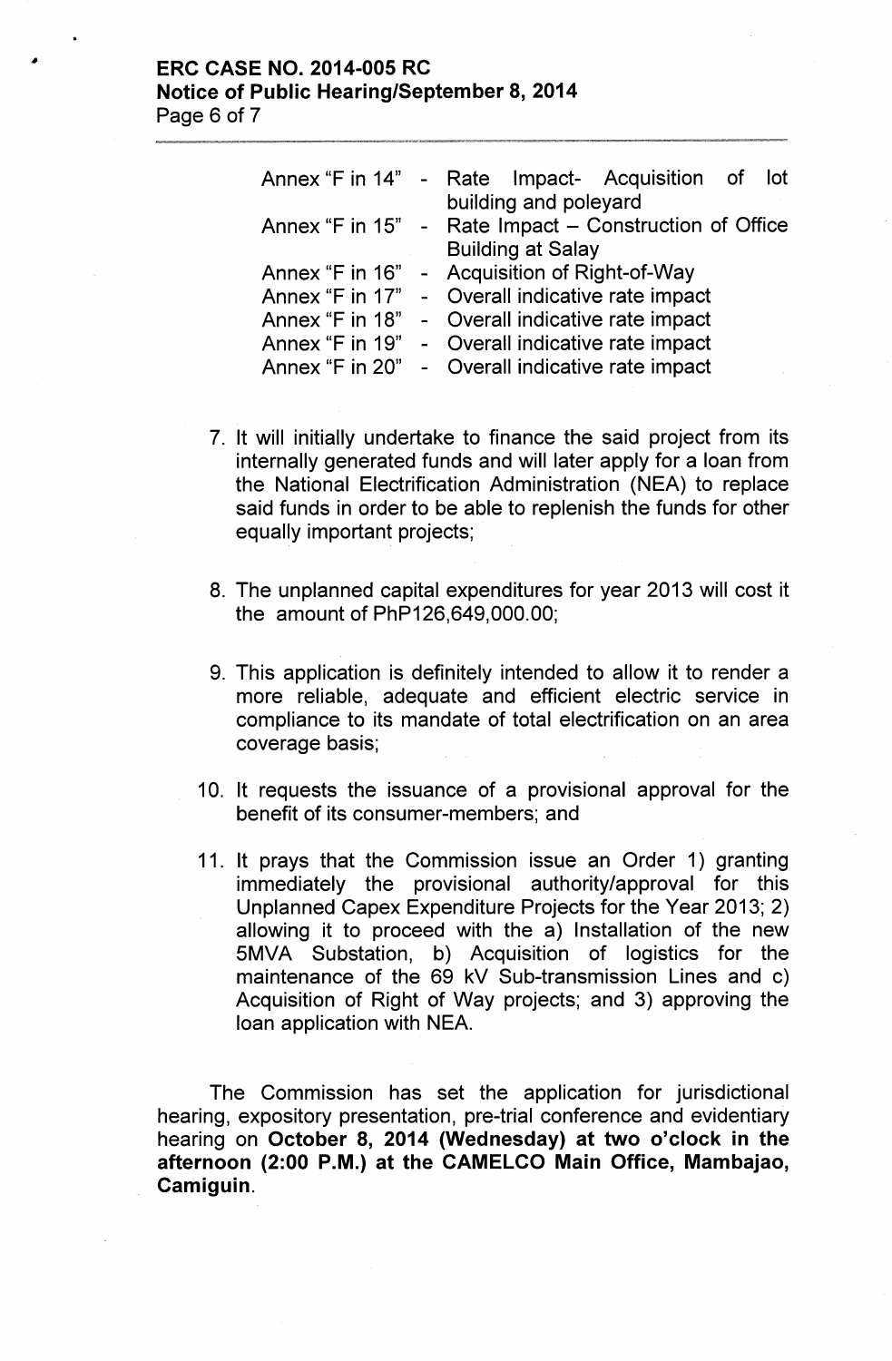| | | |
|---|---|---|
| Annex "F in 14" | - | Rate Impact- Acquisition of lot building and poleyard |
| Annex "F in 15" | - | Rate Impact – Construction of Office Building at Salay |
| Annex "F in 16" | - | Acquisition of Right-of-Way |
| Annex "F in 17" | - | Overall indicative rate impact |
| Annex "F in 18" | - | Overall indicative rate impact |
| Annex "F in 19" | - | Overall indicative rate impact |
| Annex "F in 20" | - | Overall indicative rate impact |

7. It will initially undertake to finance the said project from its internally generated funds and will later apply for a loan from the National Electrification Administration (NEA) to replace said funds in order to be able to replenish the funds for other equally important projects;

8. The unplanned capital expenditures for year 2013 will cost it the amount of PhP126,649,000.00;

9. This application is definitely intended to allow it to render a more reliable, adequate and efficient electric service in compliance to its mandate of total electrification on an area coverage basis;

10. It requests the issuance of a provisional approval for the benefit of its consumer-members; and

11. It prays that the Commission issue an Order 1) granting immediately the provisional authority/approval for this Unplanned Capex Expenditure Projects for the Year 2013; 2) allowing it to proceed with the a) Installation of the new 5MVA Substation, b) Acquisition of logistics for the maintenance of the 69 kV Sub-transmission Lines and c) Acquisition of Right of Way projects; and 3) approving the loan application with NEA.

The Commission has set the application for jurisdictional hearing, expository presentation, pre-trial conference and evidentiary hearing on **October 8, 2014 (Wednesday) at two o'clock in the afternoon (2:00 P.M.) at the CAMELCO Main Office, Mambajao, Camiguin**.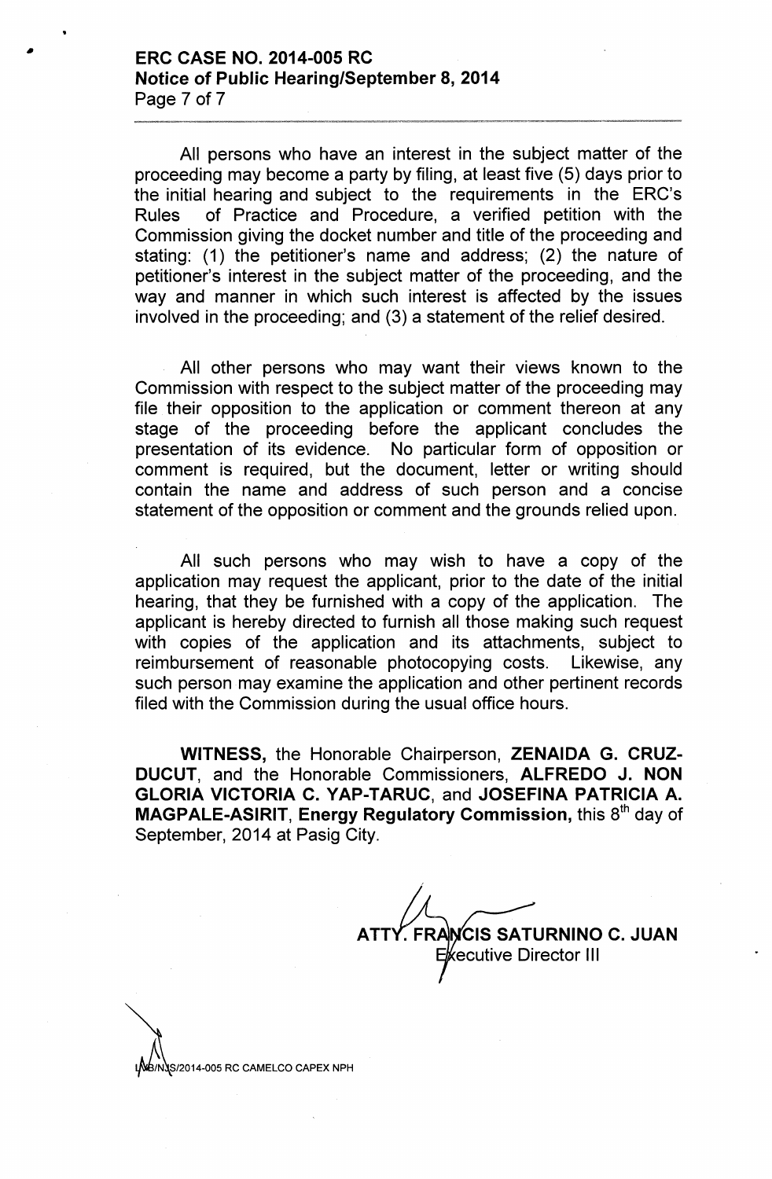All persons who have an interest in the subject matter of the proceeding may become a party by filing, at least five (5) days prior to the initial hearing and subject to the requirements in the ERC's Rules of Practice and Procedure, a verified petition with the Commission giving the docket number and title of the proceeding and stating: (1) the petitioner's name and address; (2) the nature of petitioner's interest in the subject matter of the proceeding, and the way and manner in which such interest is affected by the issues involved in the proceeding; and (3) a statement of the relief desired.

All other persons who may want their views known to the Commission with respect to the subject matter of the proceeding may file their opposition to the application or comment thereon at any stage of the proceeding before the applicant concludes the presentation of its evidence. No particular form of opposition or comment is required, but the document, letter or writing should contain the name and address of such person and a concise statement of the opposition or comment and the grounds relied upon.

All such persons who may wish to have a copy of the application may request the applicant, prior to the date of the initial hearing, that they be furnished with a copy of the application. The applicant is hereby directed to furnish all those making such request with copies of the application and its attachments, subject to reimbursement of reasonable photocopying costs. Likewise, any such person may examine the application and other pertinent records filed with the Commission during the usual office hours.

**WITNESS,** the Honorable Chairperson, **ZENAIDA G. CRUZ-DUCUT**, and the Honorable Commissioners, **ALFREDO J. NON GLORIA VICTORIA C. YAP-TARUC**, and **JOSEFINA PATRICIA A. MAGPALE-ASIRIT**, **Energy Regulatory Commission,** this 8th day of September, 2014 at Pasig City.

**ATTY. FRANCIS SATURNINO C. JUAN**
Executive Director III

LWB/NJS/2014-005 RC CAMELCO CAPEX NPH